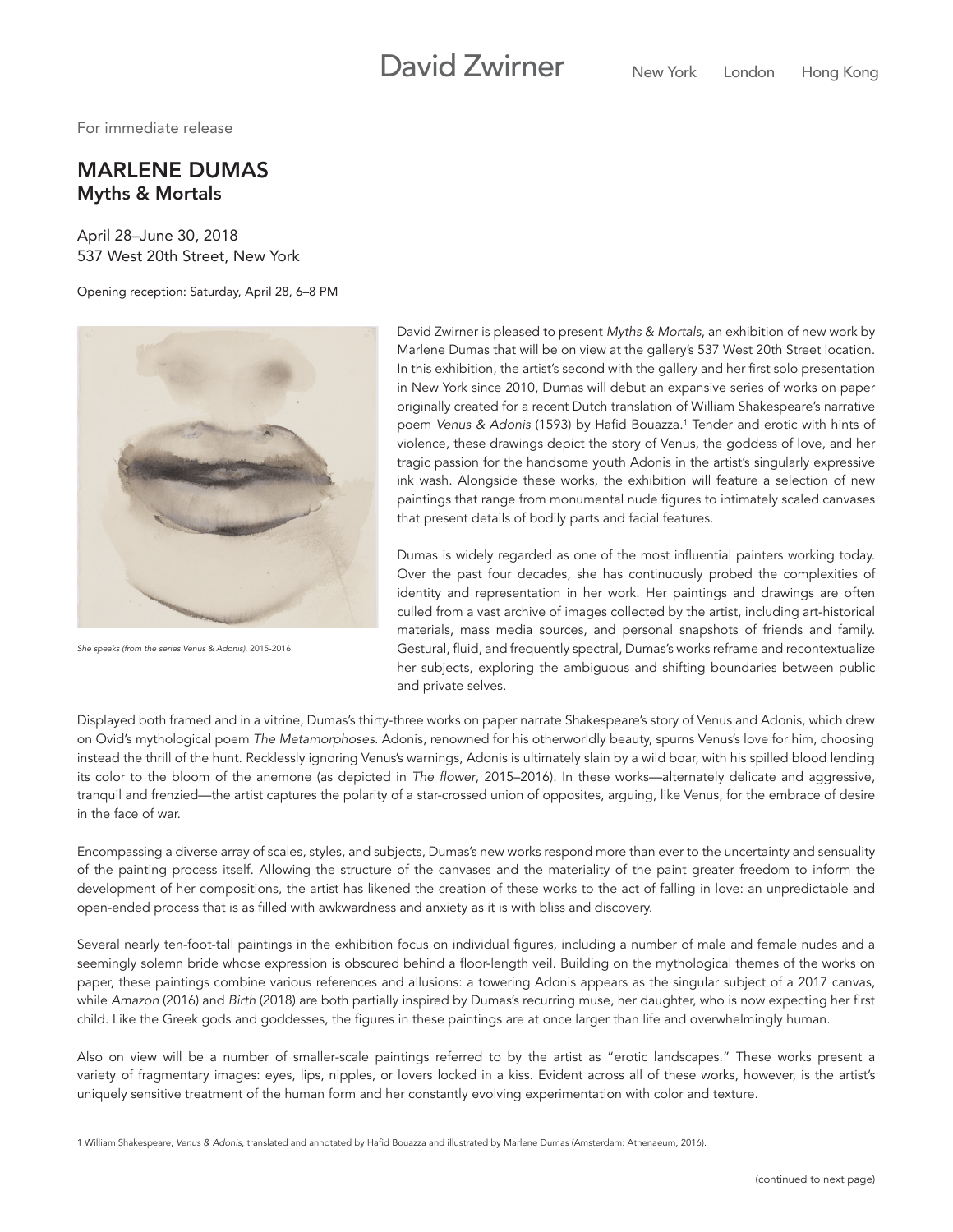David Zwirner — New York · London · Hong Kong

For immediate release

# MARLENE DUMAS
## Myths & Mortals

April 28–June 30, 2018
537 West 20th Street, New York

Opening reception: Saturday, April 28, 6–8 PM

*She speaks (from the series Venus & Adonis)*, 2015-2016

David Zwirner is pleased to present *Myths & Mortals*, an exhibition of new work by Marlene Dumas that will be on view at the gallery's 537 West 20th Street location. In this exhibition, the artist's second with the gallery and her first solo presentation in New York since 2010, Dumas will debut an expansive series of works on paper originally created for a recent Dutch translation of William Shakespeare's narrative poem *Venus & Adonis* (1593) by Hafid Bouazza.[1] Tender and erotic with hints of violence, these drawings depict the story of Venus, the goddess of love, and her tragic passion for the handsome youth Adonis in the artist's singularly expressive ink wash. Alongside these works, the exhibition will feature a selection of new paintings that range from monumental nude figures to intimately scaled canvases that present details of bodily parts and facial features.

Dumas is widely regarded as one of the most influential painters working today. Over the past four decades, she has continuously probed the complexities of identity and representation in her work. Her paintings and drawings are often culled from a vast archive of images collected by the artist, including art-historical materials, mass media sources, and personal snapshots of friends and family. Gestural, fluid, and frequently spectral, Dumas's works reframe and recontextualize her subjects, exploring the ambiguous and shifting boundaries between public and private selves.

Displayed both framed and in a vitrine, Dumas's thirty-three works on paper narrate Shakespeare's story of Venus and Adonis, which drew on Ovid's mythological poem *The Metamorphoses*. Adonis, renowned for his otherworldly beauty, spurns Venus's love for him, choosing instead the thrill of the hunt. Recklessly ignoring Venus's warnings, Adonis is ultimately slain by a wild boar, with his spilled blood lending its color to the bloom of the anemone (as depicted in *The flower*, 2015–2016). In these works—alternately delicate and aggressive, tranquil and frenzied—the artist captures the polarity of a star-crossed union of opposites, arguing, like Venus, for the embrace of desire in the face of war.

Encompassing a diverse array of scales, styles, and subjects, Dumas's new works respond more than ever to the uncertainty and sensuality of the painting process itself. Allowing the structure of the canvases and the materiality of the paint greater freedom to inform the development of her compositions, the artist has likened the creation of these works to the act of falling in love: an unpredictable and open-ended process that is as filled with awkwardness and anxiety as it is with bliss and discovery.

Several nearly ten-foot-tall paintings in the exhibition focus on individual figures, including a number of male and female nudes and a seemingly solemn bride whose expression is obscured behind a floor-length veil. Building on the mythological themes of the works on paper, these paintings combine various references and allusions: a towering Adonis appears as the singular subject of a 2017 canvas, while *Amazon* (2016) and *Birth* (2018) are both partially inspired by Dumas's recurring muse, her daughter, who is now expecting her first child. Like the Greek gods and goddesses, the figures in these paintings are at once larger than life and overwhelmingly human.

Also on view will be a number of smaller-scale paintings referred to by the artist as "erotic landscapes." These works present a variety of fragmentary images: eyes, lips, nipples, or lovers locked in a kiss. Evident across all of these works, however, is the artist's uniquely sensitive treatment of the human form and her constantly evolving experimentation with color and texture.

1 William Shakespeare, *Venus & Adonis*, translated and annotated by Hafid Bouazza and illustrated by Marlene Dumas (Amsterdam: Athenaeum, 2016).

(continued to next page)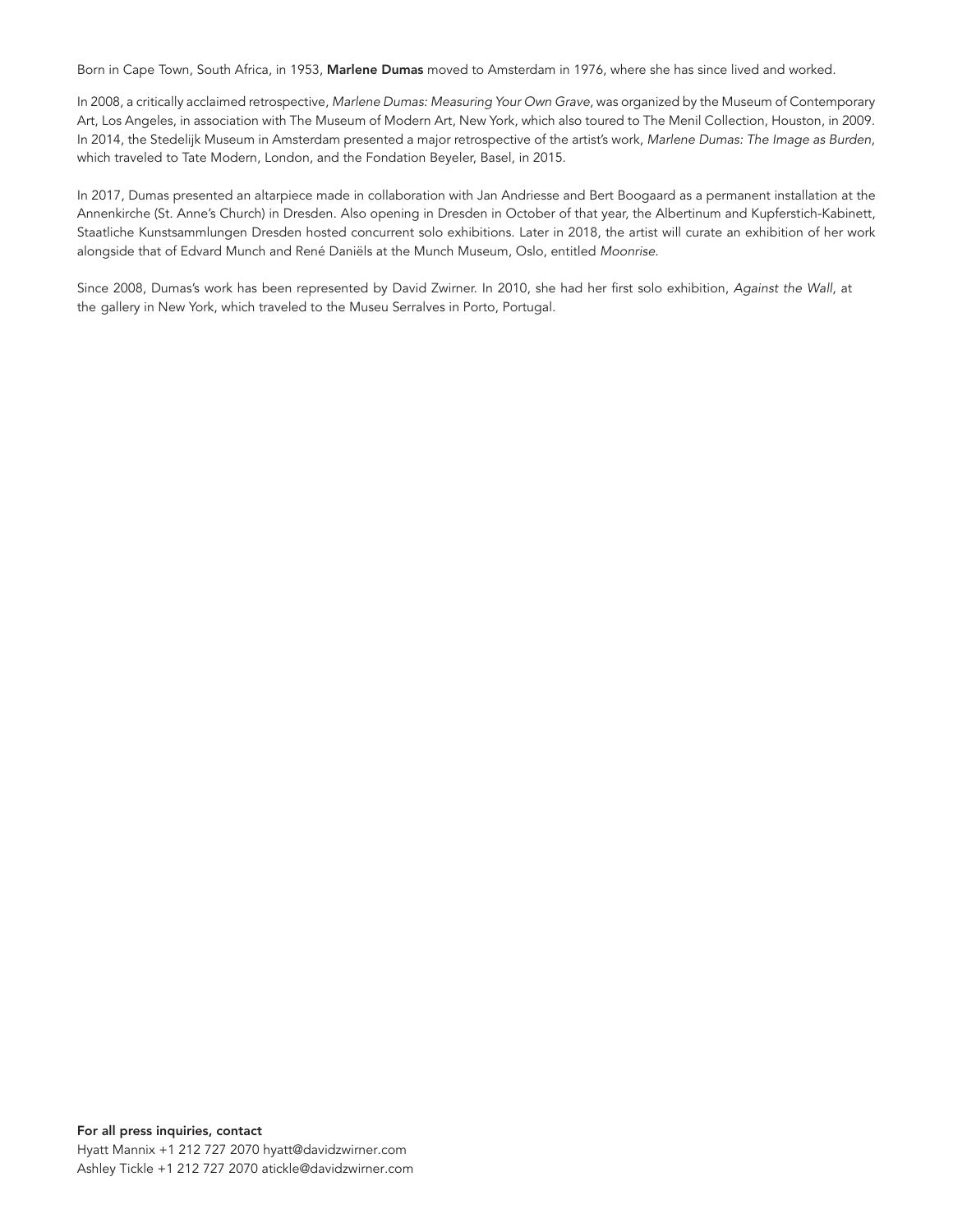Born in Cape Town, South Africa, in 1953, **Marlene Dumas** moved to Amsterdam in 1976, where she has since lived and worked.

In 2008, a critically acclaimed retrospective, *Marlene Dumas: Measuring Your Own Grave*, was organized by the Museum of Contemporary Art, Los Angeles, in association with The Museum of Modern Art, New York, which also toured to The Menil Collection, Houston, in 2009. In 2014, the Stedelijk Museum in Amsterdam presented a major retrospective of the artist's work, *Marlene Dumas: The Image as Burden*, which traveled to Tate Modern, London, and the Fondation Beyeler, Basel, in 2015.

In 2017, Dumas presented an altarpiece made in collaboration with Jan Andriesse and Bert Boogaard as a permanent installation at the Annenkirche (St. Anne's Church) in Dresden. Also opening in Dresden in October of that year, the Albertinum and Kupferstich-Kabinett, Staatliche Kunstsammlungen Dresden hosted concurrent solo exhibitions. Later in 2018, the artist will curate an exhibition of her work alongside that of Edvard Munch and René Daniëls at the Munch Museum, Oslo, entitled *Moonrise*.

Since 2008, Dumas's work has been represented by David Zwirner. In 2010, she had her first solo exhibition, *Against the Wall*, at the gallery in New York, which traveled to the Museu Serralves in Porto, Portugal.

**For all press inquiries, contact**
Hyatt Mannix +1 212 727 2070 hyatt@davidzwirner.com
Ashley Tickle +1 212 727 2070 atickle@davidzwirner.com